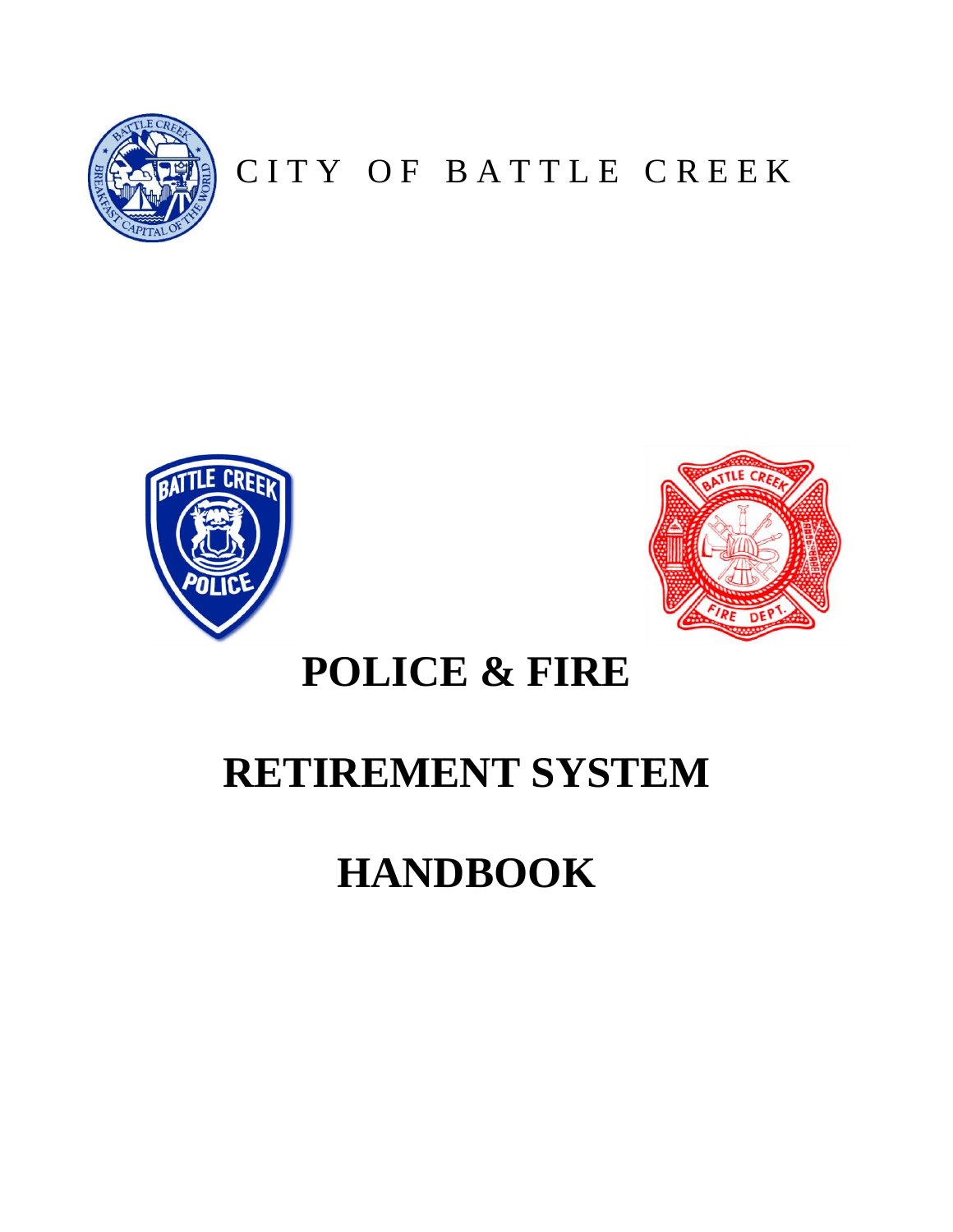CITY OF BATTLE CREEK

# POLICE & FIRE

# RETIREMENT SYSTEM

# HANDBOOK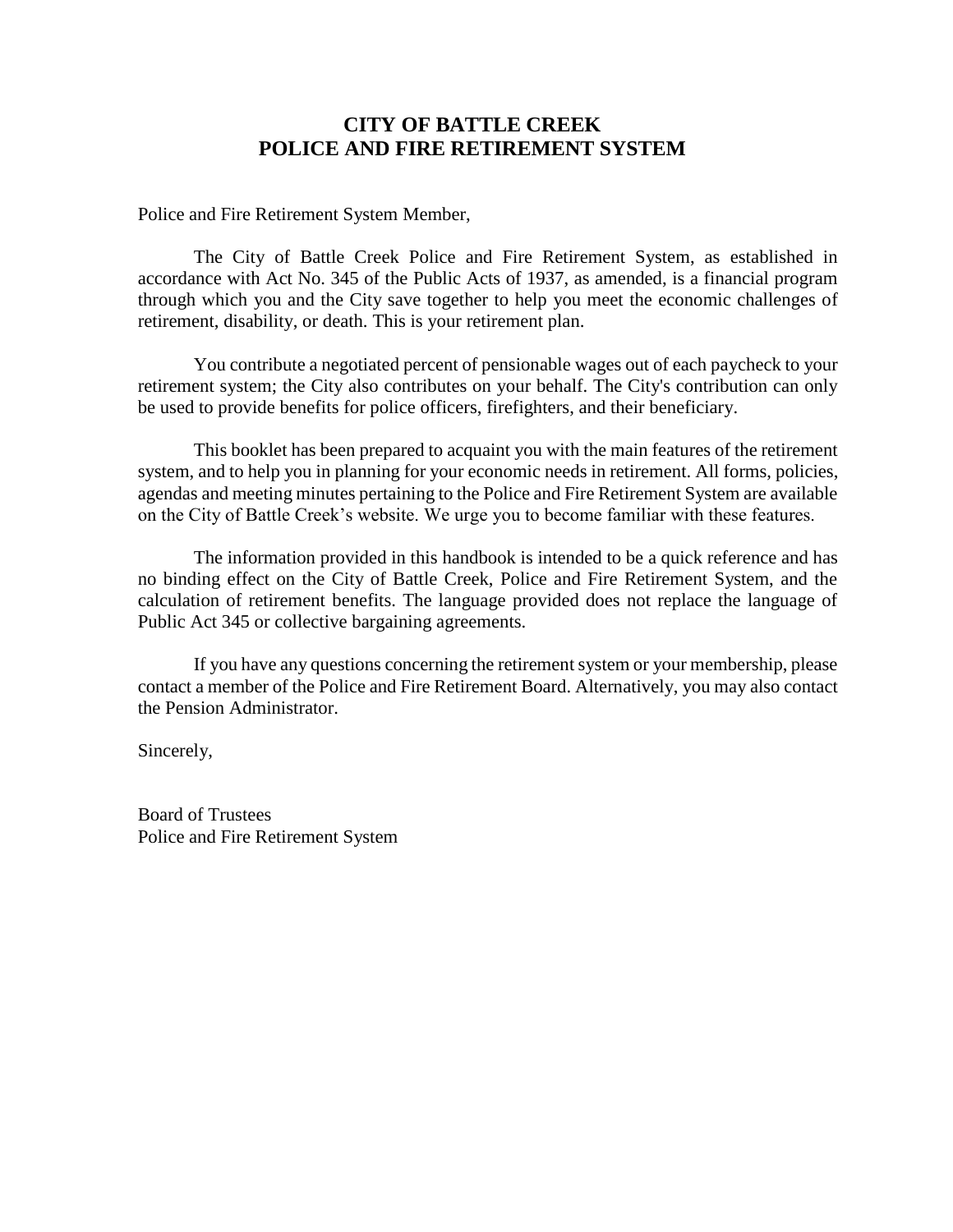# CITY OF BATTLE CREEK
# POLICE AND FIRE RETIREMENT SYSTEM

Police and Fire Retirement System Member,

The City of Battle Creek Police and Fire Retirement System, as established in accordance with Act No. 345 of the Public Acts of 1937, as amended, is a financial program through which you and the City save together to help you meet the economic challenges of retirement, disability, or death. This is your retirement plan.

You contribute a negotiated percent of pensionable wages out of each paycheck to your retirement system; the City also contributes on your behalf. The City's contribution can only be used to provide benefits for police officers, firefighters, and their beneficiary.

This booklet has been prepared to acquaint you with the main features of the retirement system, and to help you in planning for your economic needs in retirement. All forms, policies, agendas and meeting minutes pertaining to the Police and Fire Retirement System are available on the City of Battle Creek's website. We urge you to become familiar with these features.

The information provided in this handbook is intended to be a quick reference and has no binding effect on the City of Battle Creek, Police and Fire Retirement System, and the calculation of retirement benefits. The language provided does not replace the language of Public Act 345 or collective bargaining agreements.

If you have any questions concerning the retirement system or your membership, please contact a member of the Police and Fire Retirement Board. Alternatively, you may also contact the Pension Administrator.

Sincerely,

Board of Trustees
Police and Fire Retirement System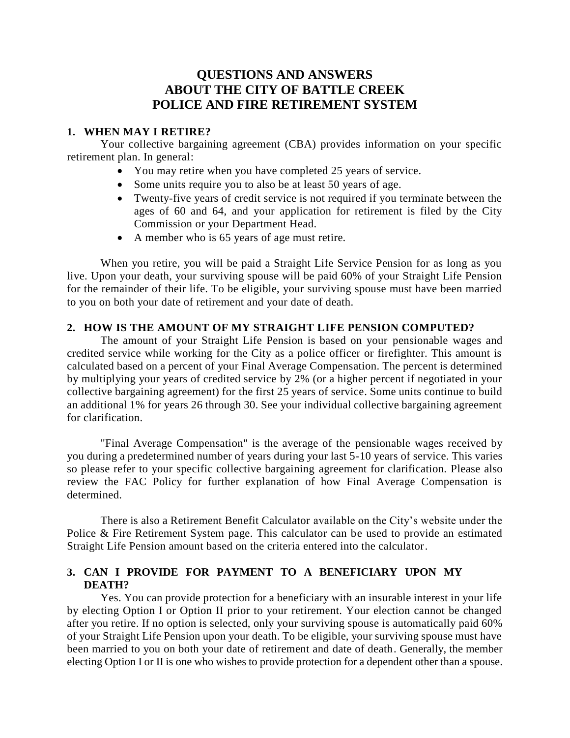# QUESTIONS AND ANSWERS ABOUT THE CITY OF BATTLE CREEK POLICE AND FIRE RETIREMENT SYSTEM

## 1. WHEN MAY I RETIRE?

Your collective bargaining agreement (CBA) provides information on your specific retirement plan. In general:

- You may retire when you have completed 25 years of service.
- Some units require you to also be at least 50 years of age.
- Twenty-five years of credit service is not required if you terminate between the ages of 60 and 64, and your application for retirement is filed by the City Commission or your Department Head.
- A member who is 65 years of age must retire.

When you retire, you will be paid a Straight Life Service Pension for as long as you live. Upon your death, your surviving spouse will be paid 60% of your Straight Life Pension for the remainder of their life. To be eligible, your surviving spouse must have been married to you on both your date of retirement and your date of death.

## 2. HOW IS THE AMOUNT OF MY STRAIGHT LIFE PENSION COMPUTED?

The amount of your Straight Life Pension is based on your pensionable wages and credited service while working for the City as a police officer or firefighter. This amount is calculated based on a percent of your Final Average Compensation. The percent is determined by multiplying your years of credited service by 2% (or a higher percent if negotiated in your collective bargaining agreement) for the first 25 years of service. Some units continue to build an additional 1% for years 26 through 30. See your individual collective bargaining agreement for clarification.

"Final Average Compensation" is the average of the pensionable wages received by you during a predetermined number of years during your last 5-10 years of service. This varies so please refer to your specific collective bargaining agreement for clarification. Please also review the FAC Policy for further explanation of how Final Average Compensation is determined.

There is also a Retirement Benefit Calculator available on the City's website under the Police & Fire Retirement System page. This calculator can be used to provide an estimated Straight Life Pension amount based on the criteria entered into the calculator.

## 3. CAN I PROVIDE FOR PAYMENT TO A BENEFICIARY UPON MY DEATH?

Yes. You can provide protection for a beneficiary with an insurable interest in your life by electing Option I or Option II prior to your retirement. Your election cannot be changed after you retire. If no option is selected, only your surviving spouse is automatically paid 60% of your Straight Life Pension upon your death. To be eligible, your surviving spouse must have been married to you on both your date of retirement and date of death. Generally, the member electing Option I or II is one who wishes to provide protection for a dependent other than a spouse.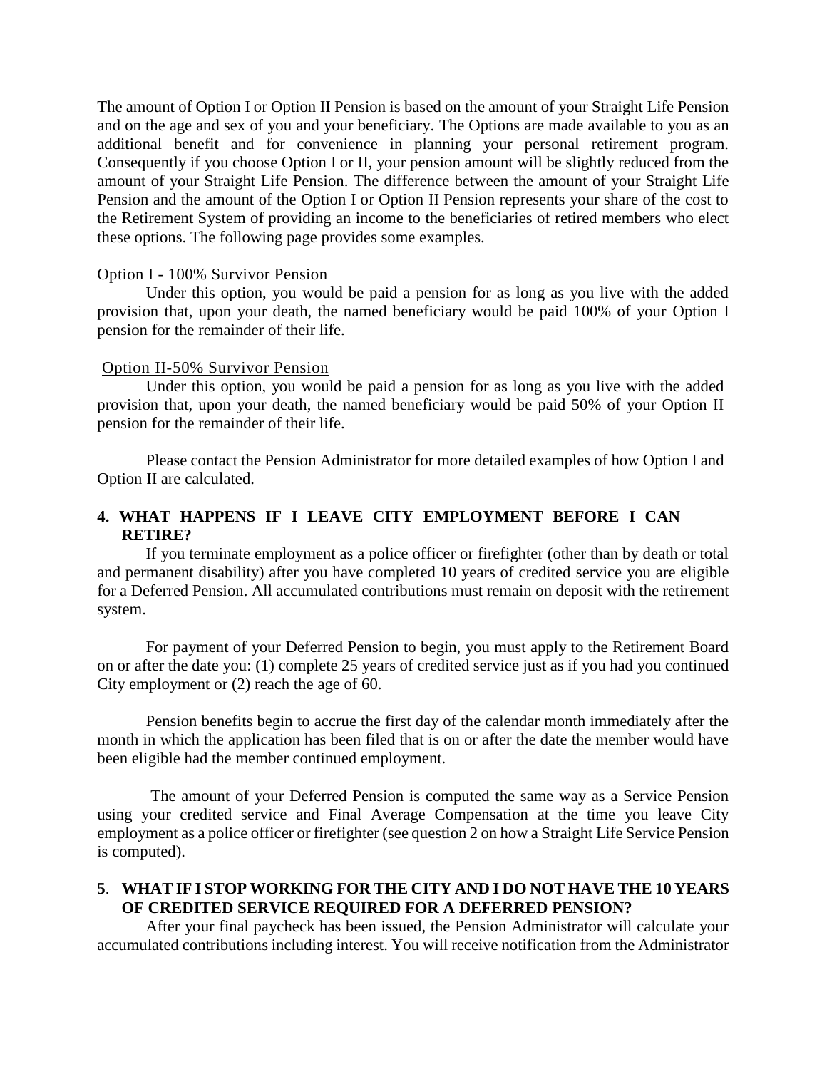The amount of Option I or Option II Pension is based on the amount of your Straight Life Pension and on the age and sex of you and your beneficiary. The Options are made available to you as an additional benefit and for convenience in planning your personal retirement program. Consequently if you choose Option I or II, your pension amount will be slightly reduced from the amount of your Straight Life Pension. The difference between the amount of your Straight Life Pension and the amount of the Option I or Option II Pension represents your share of the cost to the Retirement System of providing an income to the beneficiaries of retired members who elect these options. The following page provides some examples.

Option I - 100% Survivor Pension

Under this option, you would be paid a pension for as long as you live with the added provision that, upon your death, the named beneficiary would be paid 100% of your Option I pension for the remainder of their life.

Option II-50% Survivor Pension

Under this option, you would be paid a pension for as long as you live with the added provision that, upon your death, the named beneficiary would be paid 50% of your Option II pension for the remainder of their life.

Please contact the Pension Administrator for more detailed examples of how Option I and Option II are calculated.

**4. WHAT HAPPENS IF I LEAVE CITY EMPLOYMENT BEFORE I CAN RETIRE?**

If you terminate employment as a police officer or firefighter (other than by death or total and permanent disability) after you have completed 10 years of credited service you are eligible for a Deferred Pension. All accumulated contributions must remain on deposit with the retirement system.

For payment of your Deferred Pension to begin, you must apply to the Retirement Board on or after the date you: (1) complete 25 years of credited service just as if you had you continued City employment or (2) reach the age of 60.

Pension benefits begin to accrue the first day of the calendar month immediately after the month in which the application has been filed that is on or after the date the member would have been eligible had the member continued employment.

The amount of your Deferred Pension is computed the same way as a Service Pension using your credited service and Final Average Compensation at the time you leave City employment as a police officer or firefighter (see question 2 on how a Straight Life Service Pension is computed).

**5. WHAT IF I STOP WORKING FOR THE CITY AND I DO NOT HAVE THE 10 YEARS OF CREDITED SERVICE REQUIRED FOR A DEFERRED PENSION?**

After your final paycheck has been issued, the Pension Administrator will calculate your accumulated contributions including interest. You will receive notification from the Administrator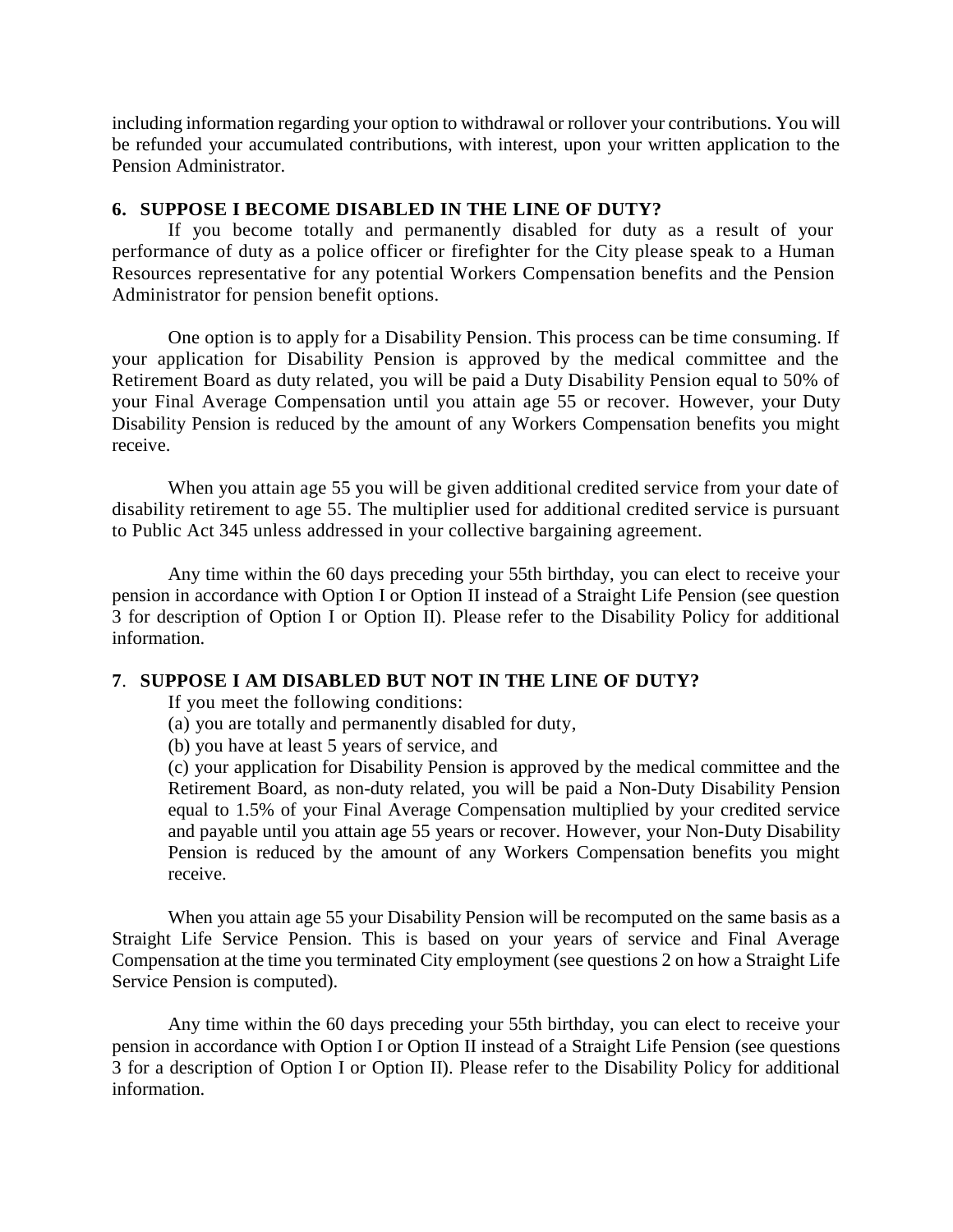including information regarding your option to withdrawal or rollover your contributions. You will be refunded your accumulated contributions, with interest, upon your written application to the Pension Administrator.

### 6. SUPPOSE I BECOME DISABLED IN THE LINE OF DUTY?

If you become totally and permanently disabled for duty as a result of your performance of duty as a police officer or firefighter for the City please speak to a Human Resources representative for any potential Workers Compensation benefits and the Pension Administrator for pension benefit options.

One option is to apply for a Disability Pension. This process can be time consuming. If your application for Disability Pension is approved by the medical committee and the Retirement Board as duty related, you will be paid a Duty Disability Pension equal to 50% of your Final Average Compensation until you attain age 55 or recover. However, your Duty Disability Pension is reduced by the amount of any Workers Compensation benefits you might receive.

When you attain age 55 you will be given additional credited service from your date of disability retirement to age 55. The multiplier used for additional credited service is pursuant to Public Act 345 unless addressed in your collective bargaining agreement.

Any time within the 60 days preceding your 55th birthday, you can elect to receive your pension in accordance with Option I or Option II instead of a Straight Life Pension (see question 3 for description of Option I or Option II). Please refer to the Disability Policy for additional information.

### 7. SUPPOSE I AM DISABLED BUT NOT IN THE LINE OF DUTY?

If you meet the following conditions:

(a) you are totally and permanently disabled for duty,

(b) you have at least 5 years of service, and

(c) your application for Disability Pension is approved by the medical committee and the Retirement Board, as non-duty related, you will be paid a Non-Duty Disability Pension equal to 1.5% of your Final Average Compensation multiplied by your credited service and payable until you attain age 55 years or recover. However, your Non-Duty Disability Pension is reduced by the amount of any Workers Compensation benefits you might receive.

When you attain age 55 your Disability Pension will be recomputed on the same basis as a Straight Life Service Pension. This is based on your years of service and Final Average Compensation at the time you terminated City employment (see questions 2 on how a Straight Life Service Pension is computed).

Any time within the 60 days preceding your 55th birthday, you can elect to receive your pension in accordance with Option I or Option II instead of a Straight Life Pension (see questions 3 for a description of Option I or Option II). Please refer to the Disability Policy for additional information.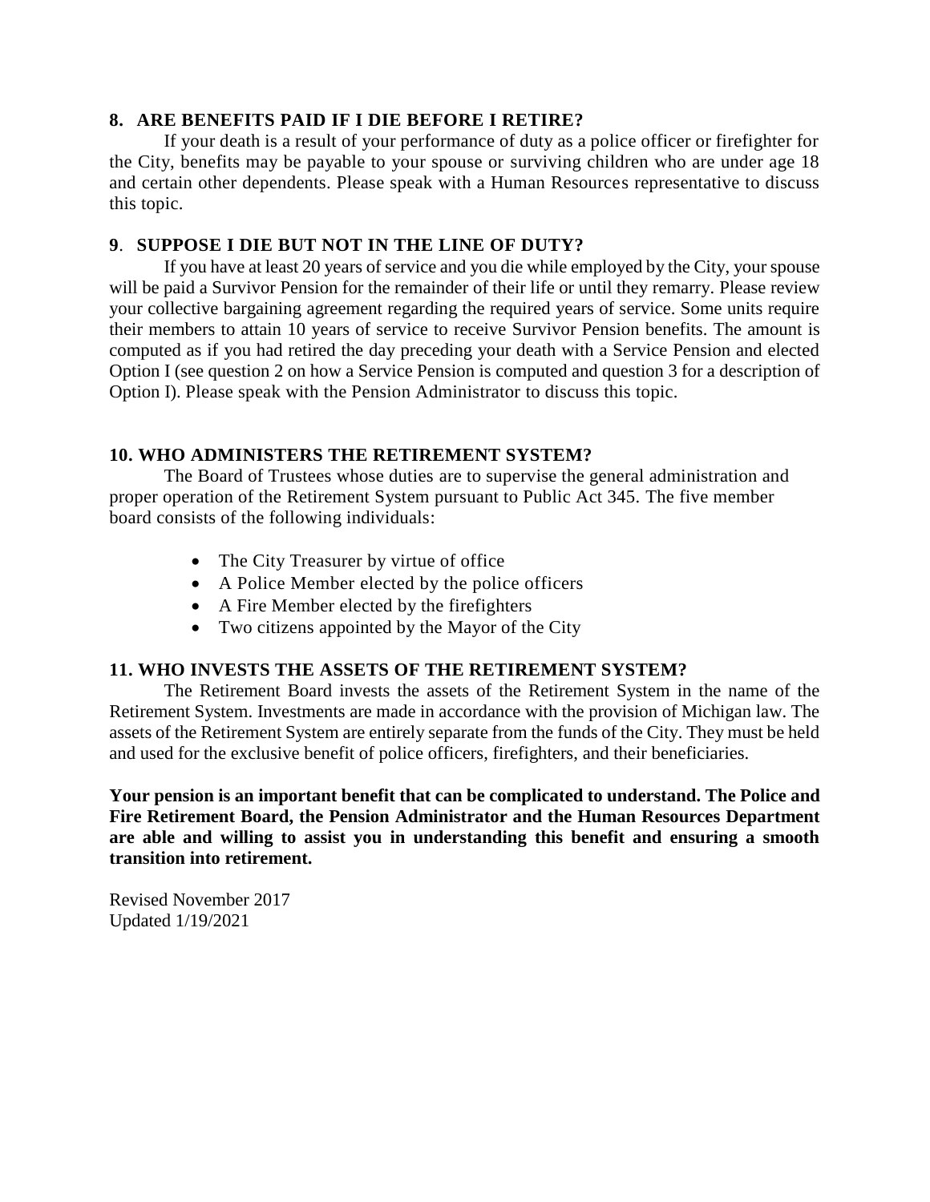## 8. ARE BENEFITS PAID IF I DIE BEFORE I RETIRE?

If your death is a result of your performance of duty as a police officer or firefighter for the City, benefits may be payable to your spouse or surviving children who are under age 18 and certain other dependents. Please speak with a Human Resources representative to discuss this topic.

## 9. SUPPOSE I DIE BUT NOT IN THE LINE OF DUTY?

If you have at least 20 years of service and you die while employed by the City, your spouse will be paid a Survivor Pension for the remainder of their life or until they remarry. Please review your collective bargaining agreement regarding the required years of service. Some units require their members to attain 10 years of service to receive Survivor Pension benefits. The amount is computed as if you had retired the day preceding your death with a Service Pension and elected Option I (see question 2 on how a Service Pension is computed and question 3 for a description of Option I). Please speak with the Pension Administrator to discuss this topic.

## 10. WHO ADMINISTERS THE RETIREMENT SYSTEM?

The Board of Trustees whose duties are to supervise the general administration and proper operation of the Retirement System pursuant to Public Act 345. The five member board consists of the following individuals:

- The City Treasurer by virtue of office
- A Police Member elected by the police officers
- A Fire Member elected by the firefighters
- Two citizens appointed by the Mayor of the City

## 11. WHO INVESTS THE ASSETS OF THE RETIREMENT SYSTEM?

The Retirement Board invests the assets of the Retirement System in the name of the Retirement System. Investments are made in accordance with the provision of Michigan law. The assets of the Retirement System are entirely separate from the funds of the City. They must be held and used for the exclusive benefit of police officers, firefighters, and their beneficiaries.

**Your pension is an important benefit that can be complicated to understand. The Police and Fire Retirement Board, the Pension Administrator and the Human Resources Department are able and willing to assist you in understanding this benefit and ensuring a smooth transition into retirement.**

Revised November 2017
Updated 1/19/2021